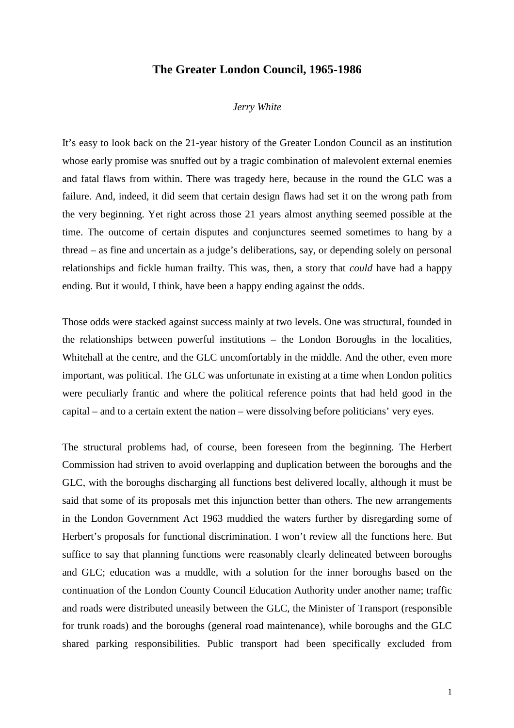# The Greater London Council, 1965-1986

*Jerry White*

It's easy to look back on the 21-year history of the Greater London Council as an institution whose early promise was snuffed out by a tragic combination of malevolent external enemies and fatal flaws from within. There was tragedy here, because in the round the GLC was a failure. And, indeed, it did seem that certain design flaws had set it on the wrong path from the very beginning. Yet right across those 21 years almost anything seemed possible at the time. The outcome of certain disputes and conjunctures seemed sometimes to hang by a thread – as fine and uncertain as a judge's deliberations, say, or depending solely on personal relationships and fickle human frailty. This was, then, a story that *could* have had a happy ending. But it would, I think, have been a happy ending against the odds.

Those odds were stacked against success mainly at two levels. One was structural, founded in the relationships between powerful institutions – the London Boroughs in the localities, Whitehall at the centre, and the GLC uncomfortably in the middle. And the other, even more important, was political. The GLC was unfortunate in existing at a time when London politics were peculiarly frantic and where the political reference points that had held good in the capital – and to a certain extent the nation – were dissolving before politicians' very eyes.

The structural problems had, of course, been foreseen from the beginning. The Herbert Commission had striven to avoid overlapping and duplication between the boroughs and the GLC, with the boroughs discharging all functions best delivered locally, although it must be said that some of its proposals met this injunction better than others. The new arrangements in the London Government Act 1963 muddied the waters further by disregarding some of Herbert's proposals for functional discrimination. I won't review all the functions here. But suffice to say that planning functions were reasonably clearly delineated between boroughs and GLC; education was a muddle, with a solution for the inner boroughs based on the continuation of the London County Council Education Authority under another name; traffic and roads were distributed uneasily between the GLC, the Minister of Transport (responsible for trunk roads) and the boroughs (general road maintenance), while boroughs and the GLC shared parking responsibilities. Public transport had been specifically excluded from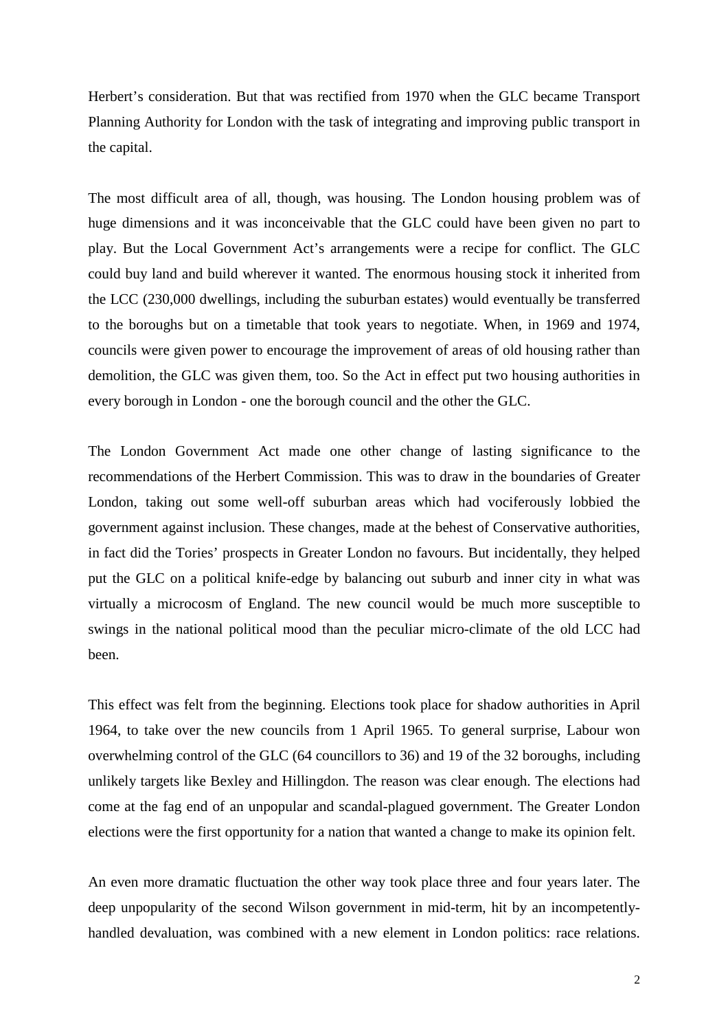Herbert's consideration. But that was rectified from 1970 when the GLC became Transport Planning Authority for London with the task of integrating and improving public transport in the capital.

The most difficult area of all, though, was housing. The London housing problem was of huge dimensions and it was inconceivable that the GLC could have been given no part to play. But the Local Government Act's arrangements were a recipe for conflict. The GLC could buy land and build wherever it wanted. The enormous housing stock it inherited from the LCC (230,000 dwellings, including the suburban estates) would eventually be transferred to the boroughs but on a timetable that took years to negotiate. When, in 1969 and 1974, councils were given power to encourage the improvement of areas of old housing rather than demolition, the GLC was given them, too. So the Act in effect put two housing authorities in every borough in London - one the borough council and the other the GLC.

The London Government Act made one other change of lasting significance to the recommendations of the Herbert Commission. This was to draw in the boundaries of Greater London, taking out some well-off suburban areas which had vociferously lobbied the government against inclusion. These changes, made at the behest of Conservative authorities, in fact did the Tories' prospects in Greater London no favours. But incidentally, they helped put the GLC on a political knife-edge by balancing out suburb and inner city in what was virtually a microcosm of England. The new council would be much more susceptible to swings in the national political mood than the peculiar micro-climate of the old LCC had been.

This effect was felt from the beginning. Elections took place for shadow authorities in April 1964, to take over the new councils from 1 April 1965. To general surprise, Labour won overwhelming control of the GLC (64 councillors to 36) and 19 of the 32 boroughs, including unlikely targets like Bexley and Hillingdon. The reason was clear enough. The elections had come at the fag end of an unpopular and scandal-plagued government. The Greater London elections were the first opportunity for a nation that wanted a change to make its opinion felt.

An even more dramatic fluctuation the other way took place three and four years later. The deep unpopularity of the second Wilson government in mid-term, hit by an incompetently-handled devaluation, was combined with a new element in London politics: race relations.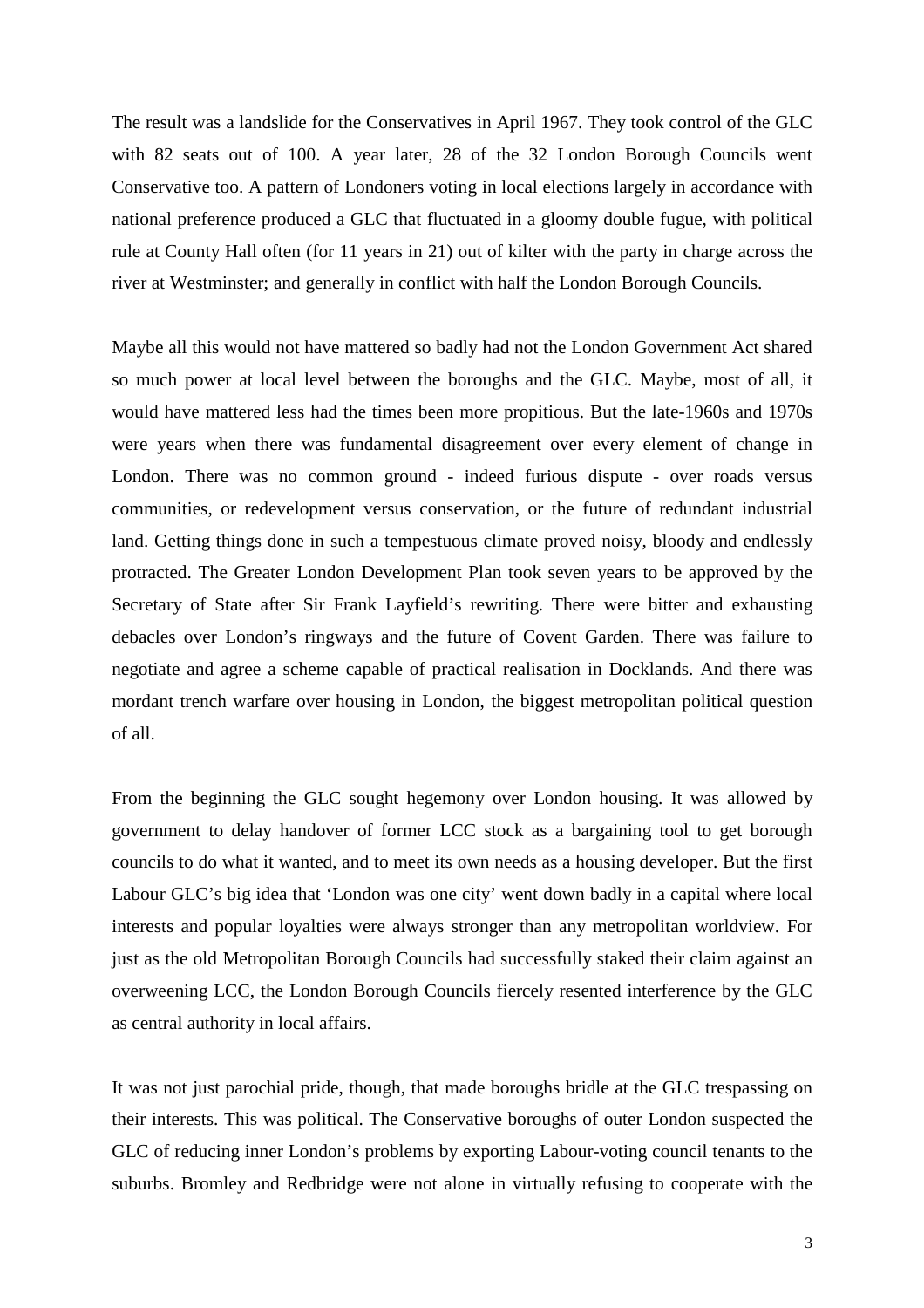The result was a landslide for the Conservatives in April 1967. They took control of the GLC with 82 seats out of 100. A year later, 28 of the 32 London Borough Councils went Conservative too. A pattern of Londoners voting in local elections largely in accordance with national preference produced a GLC that fluctuated in a gloomy double fugue, with political rule at County Hall often (for 11 years in 21) out of kilter with the party in charge across the river at Westminster; and generally in conflict with half the London Borough Councils.

Maybe all this would not have mattered so badly had not the London Government Act shared so much power at local level between the boroughs and the GLC. Maybe, most of all, it would have mattered less had the times been more propitious. But the late-1960s and 1970s were years when there was fundamental disagreement over every element of change in London. There was no common ground - indeed furious dispute - over roads versus communities, or redevelopment versus conservation, or the future of redundant industrial land. Getting things done in such a tempestuous climate proved noisy, bloody and endlessly protracted. The Greater London Development Plan took seven years to be approved by the Secretary of State after Sir Frank Layfield's rewriting. There were bitter and exhausting debacles over London's ringways and the future of Covent Garden. There was failure to negotiate and agree a scheme capable of practical realisation in Docklands. And there was mordant trench warfare over housing in London, the biggest metropolitan political question of all.

From the beginning the GLC sought hegemony over London housing. It was allowed by government to delay handover of former LCC stock as a bargaining tool to get borough councils to do what it wanted, and to meet its own needs as a housing developer. But the first Labour GLC's big idea that 'London was one city' went down badly in a capital where local interests and popular loyalties were always stronger than any metropolitan worldview. For just as the old Metropolitan Borough Councils had successfully staked their claim against an overweening LCC, the London Borough Councils fiercely resented interference by the GLC as central authority in local affairs.

It was not just parochial pride, though, that made boroughs bridle at the GLC trespassing on their interests. This was political. The Conservative boroughs of outer London suspected the GLC of reducing inner London's problems by exporting Labour-voting council tenants to the suburbs. Bromley and Redbridge were not alone in virtually refusing to cooperate with the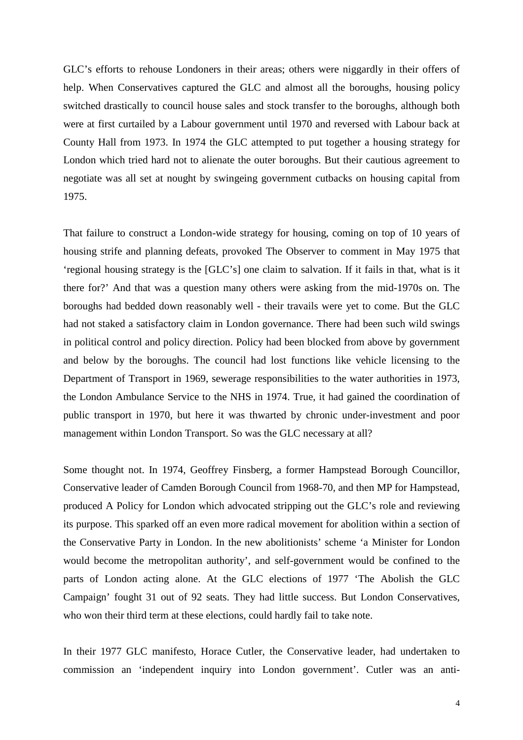GLC's efforts to rehouse Londoners in their areas; others were niggardly in their offers of help. When Conservatives captured the GLC and almost all the boroughs, housing policy switched drastically to council house sales and stock transfer to the boroughs, although both were at first curtailed by a Labour government until 1970 and reversed with Labour back at County Hall from 1973. In 1974 the GLC attempted to put together a housing strategy for London which tried hard not to alienate the outer boroughs. But their cautious agreement to negotiate was all set at nought by swingeing government cutbacks on housing capital from 1975.

That failure to construct a London-wide strategy for housing, coming on top of 10 years of housing strife and planning defeats, provoked The Observer to comment in May 1975 that 'regional housing strategy is the [GLC's] one claim to salvation. If it fails in that, what is it there for?' And that was a question many others were asking from the mid-1970s on. The boroughs had bedded down reasonably well - their travails were yet to come. But the GLC had not staked a satisfactory claim in London governance. There had been such wild swings in political control and policy direction. Policy had been blocked from above by government and below by the boroughs. The council had lost functions like vehicle licensing to the Department of Transport in 1969, sewerage responsibilities to the water authorities in 1973, the London Ambulance Service to the NHS in 1974. True, it had gained the coordination of public transport in 1970, but here it was thwarted by chronic under-investment and poor management within London Transport. So was the GLC necessary at all?

Some thought not. In 1974, Geoffrey Finsberg, a former Hampstead Borough Councillor, Conservative leader of Camden Borough Council from 1968-70, and then MP for Hampstead, produced A Policy for London which advocated stripping out the GLC's role and reviewing its purpose. This sparked off an even more radical movement for abolition within a section of the Conservative Party in London. In the new abolitionists' scheme 'a Minister for London would become the metropolitan authority', and self-government would be confined to the parts of London acting alone. At the GLC elections of 1977 'The Abolish the GLC Campaign' fought 31 out of 92 seats. They had little success. But London Conservatives, who won their third term at these elections, could hardly fail to take note.

In their 1977 GLC manifesto, Horace Cutler, the Conservative leader, had undertaken to commission an 'independent inquiry into London government'. Cutler was an anti-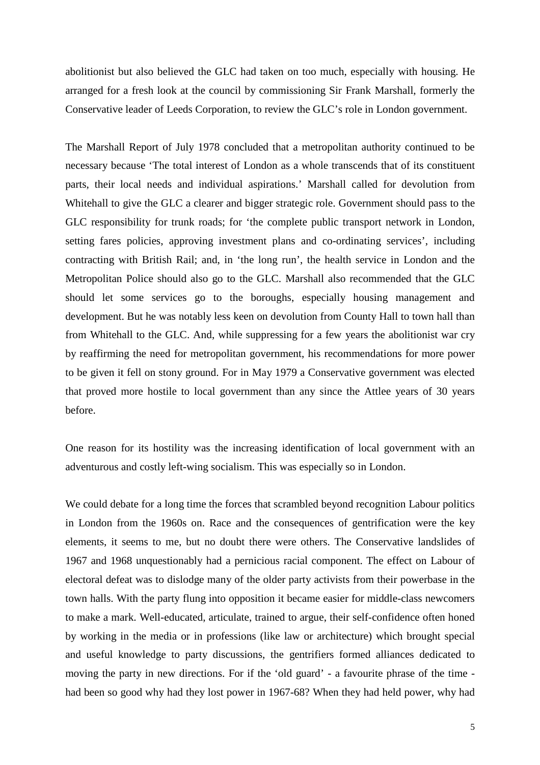abolitionist but also believed the GLC had taken on too much, especially with housing. He arranged for a fresh look at the council by commissioning Sir Frank Marshall, formerly the Conservative leader of Leeds Corporation, to review the GLC's role in London government.

The Marshall Report of July 1978 concluded that a metropolitan authority continued to be necessary because 'The total interest of London as a whole transcends that of its constituent parts, their local needs and individual aspirations.' Marshall called for devolution from Whitehall to give the GLC a clearer and bigger strategic role. Government should pass to the GLC responsibility for trunk roads; for 'the complete public transport network in London, setting fares policies, approving investment plans and co-ordinating services', including contracting with British Rail; and, in 'the long run', the health service in London and the Metropolitan Police should also go to the GLC. Marshall also recommended that the GLC should let some services go to the boroughs, especially housing management and development. But he was notably less keen on devolution from County Hall to town hall than from Whitehall to the GLC. And, while suppressing for a few years the abolitionist war cry by reaffirming the need for metropolitan government, his recommendations for more power to be given it fell on stony ground. For in May 1979 a Conservative government was elected that proved more hostile to local government than any since the Attlee years of 30 years before.

One reason for its hostility was the increasing identification of local government with an adventurous and costly left-wing socialism. This was especially so in London.

We could debate for a long time the forces that scrambled beyond recognition Labour politics in London from the 1960s on. Race and the consequences of gentrification were the key elements, it seems to me, but no doubt there were others. The Conservative landslides of 1967 and 1968 unquestionably had a pernicious racial component. The effect on Labour of electoral defeat was to dislodge many of the older party activists from their powerbase in the town halls. With the party flung into opposition it became easier for middle-class newcomers to make a mark. Well-educated, articulate, trained to argue, their self-confidence often honed by working in the media or in professions (like law or architecture) which brought special and useful knowledge to party discussions, the gentrifiers formed alliances dedicated to moving the party in new directions. For if the 'old guard' - a favourite phrase of the time - had been so good why had they lost power in 1967-68? When they had held power, why had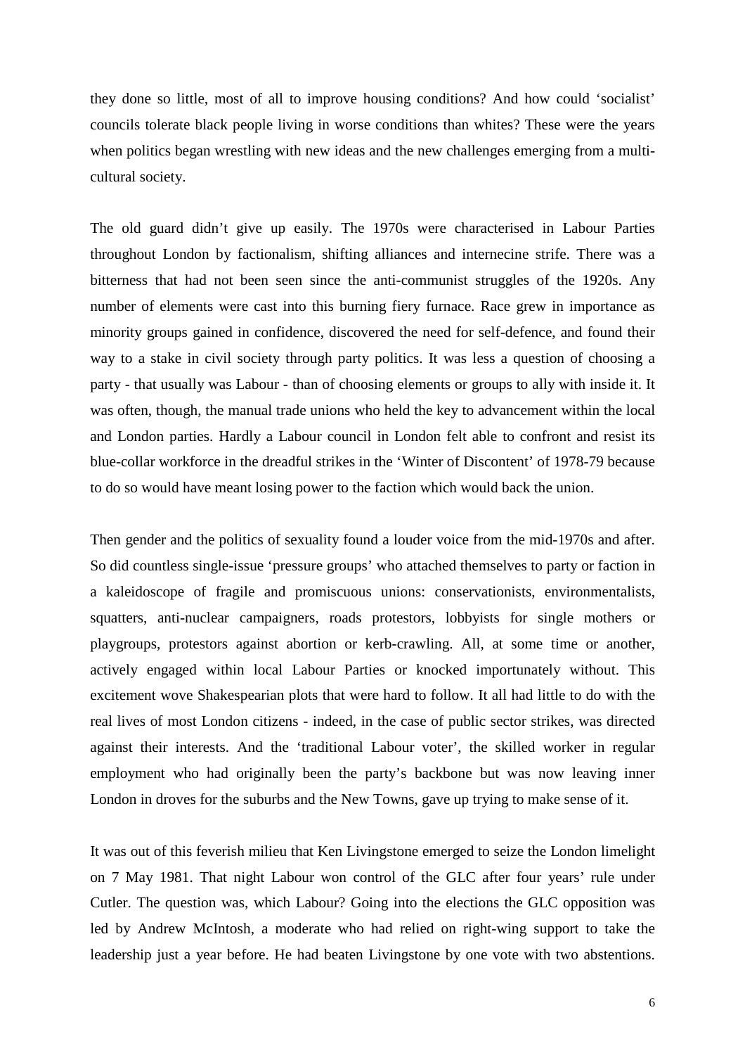they done so little, most of all to improve housing conditions? And how could 'socialist' councils tolerate black people living in worse conditions than whites? These were the years when politics began wrestling with new ideas and the new challenges emerging from a multi-cultural society.

The old guard didn't give up easily. The 1970s were characterised in Labour Parties throughout London by factionalism, shifting alliances and internecine strife. There was a bitterness that had not been seen since the anti-communist struggles of the 1920s. Any number of elements were cast into this burning fiery furnace. Race grew in importance as minority groups gained in confidence, discovered the need for self-defence, and found their way to a stake in civil society through party politics. It was less a question of choosing a party - that usually was Labour - than of choosing elements or groups to ally with inside it. It was often, though, the manual trade unions who held the key to advancement within the local and London parties. Hardly a Labour council in London felt able to confront and resist its blue-collar workforce in the dreadful strikes in the 'Winter of Discontent' of 1978-79 because to do so would have meant losing power to the faction which would back the union.

Then gender and the politics of sexuality found a louder voice from the mid-1970s and after. So did countless single-issue 'pressure groups' who attached themselves to party or faction in a kaleidoscope of fragile and promiscuous unions: conservationists, environmentalists, squatters, anti-nuclear campaigners, roads protestors, lobbyists for single mothers or playgroups, protestors against abortion or kerb-crawling. All, at some time or another, actively engaged within local Labour Parties or knocked importunately without. This excitement wove Shakespearian plots that were hard to follow. It all had little to do with the real lives of most London citizens - indeed, in the case of public sector strikes, was directed against their interests. And the 'traditional Labour voter', the skilled worker in regular employment who had originally been the party's backbone but was now leaving inner London in droves for the suburbs and the New Towns, gave up trying to make sense of it.

It was out of this feverish milieu that Ken Livingstone emerged to seize the London limelight on 7 May 1981. That night Labour won control of the GLC after four years' rule under Cutler. The question was, which Labour? Going into the elections the GLC opposition was led by Andrew McIntosh, a moderate who had relied on right-wing support to take the leadership just a year before. He had beaten Livingstone by one vote with two abstentions.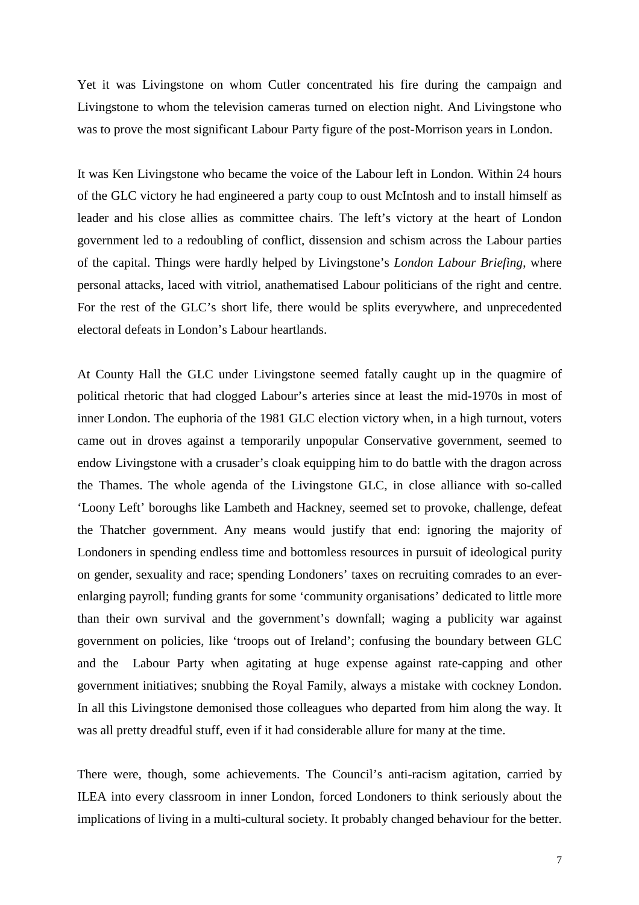Yet it was Livingstone on whom Cutler concentrated his fire during the campaign and Livingstone to whom the television cameras turned on election night. And Livingstone who was to prove the most significant Labour Party figure of the post-Morrison years in London.

It was Ken Livingstone who became the voice of the Labour left in London. Within 24 hours of the GLC victory he had engineered a party coup to oust McIntosh and to install himself as leader and his close allies as committee chairs. The left's victory at the heart of London government led to a redoubling of conflict, dissension and schism across the Labour parties of the capital. Things were hardly helped by Livingstone's *London Labour Briefing*, where personal attacks, laced with vitriol, anathematised Labour politicians of the right and centre. For the rest of the GLC's short life, there would be splits everywhere, and unprecedented electoral defeats in London's Labour heartlands.

At County Hall the GLC under Livingstone seemed fatally caught up in the quagmire of political rhetoric that had clogged Labour's arteries since at least the mid-1970s in most of inner London. The euphoria of the 1981 GLC election victory when, in a high turnout, voters came out in droves against a temporarily unpopular Conservative government, seemed to endow Livingstone with a crusader's cloak equipping him to do battle with the dragon across the Thames. The whole agenda of the Livingstone GLC, in close alliance with so-called 'Loony Left' boroughs like Lambeth and Hackney, seemed set to provoke, challenge, defeat the Thatcher government. Any means would justify that end: ignoring the majority of Londoners in spending endless time and bottomless resources in pursuit of ideological purity on gender, sexuality and race; spending Londoners' taxes on recruiting comrades to an ever-enlarging payroll; funding grants for some 'community organisations' dedicated to little more than their own survival and the government's downfall; waging a publicity war against government on policies, like 'troops out of Ireland'; confusing the boundary between GLC and the Labour Party when agitating at huge expense against rate-capping and other government initiatives; snubbing the Royal Family, always a mistake with cockney London. In all this Livingstone demonised those colleagues who departed from him along the way. It was all pretty dreadful stuff, even if it had considerable allure for many at the time.

There were, though, some achievements. The Council's anti-racism agitation, carried by ILEA into every classroom in inner London, forced Londoners to think seriously about the implications of living in a multi-cultural society. It probably changed behaviour for the better.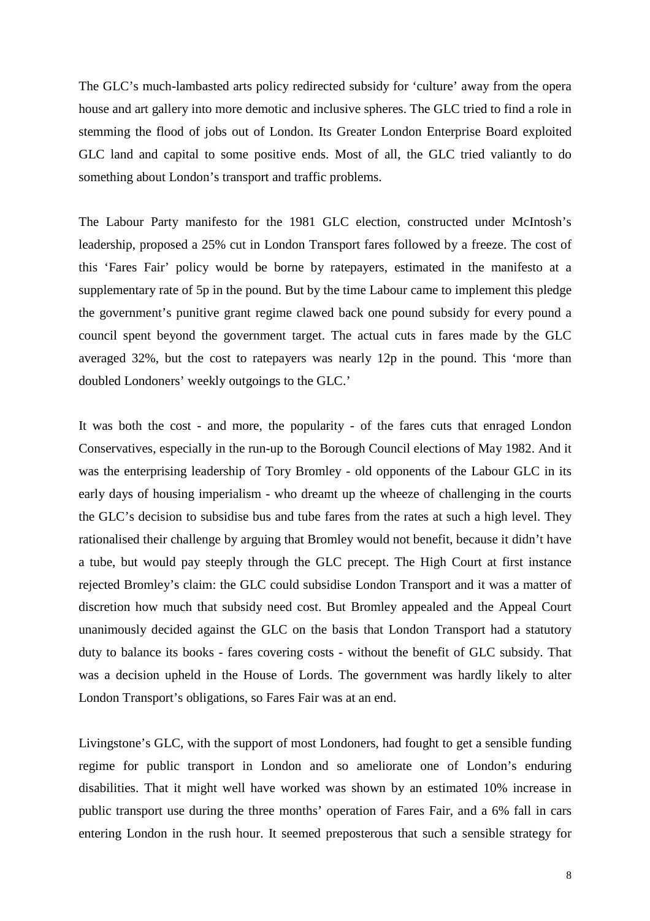The GLC's much-lambasted arts policy redirected subsidy for 'culture' away from the opera house and art gallery into more demotic and inclusive spheres. The GLC tried to find a role in stemming the flood of jobs out of London. Its Greater London Enterprise Board exploited GLC land and capital to some positive ends. Most of all, the GLC tried valiantly to do something about London's transport and traffic problems.

The Labour Party manifesto for the 1981 GLC election, constructed under McIntosh's leadership, proposed a 25% cut in London Transport fares followed by a freeze. The cost of this 'Fares Fair' policy would be borne by ratepayers, estimated in the manifesto at a supplementary rate of 5p in the pound. But by the time Labour came to implement this pledge the government's punitive grant regime clawed back one pound subsidy for every pound a council spent beyond the government target. The actual cuts in fares made by the GLC averaged 32%, but the cost to ratepayers was nearly 12p in the pound. This 'more than doubled Londoners' weekly outgoings to the GLC.'

It was both the cost - and more, the popularity - of the fares cuts that enraged London Conservatives, especially in the run-up to the Borough Council elections of May 1982. And it was the enterprising leadership of Tory Bromley - old opponents of the Labour GLC in its early days of housing imperialism - who dreamt up the wheeze of challenging in the courts the GLC's decision to subsidise bus and tube fares from the rates at such a high level. They rationalised their challenge by arguing that Bromley would not benefit, because it didn't have a tube, but would pay steeply through the GLC precept. The High Court at first instance rejected Bromley's claim: the GLC could subsidise London Transport and it was a matter of discretion how much that subsidy need cost. But Bromley appealed and the Appeal Court unanimously decided against the GLC on the basis that London Transport had a statutory duty to balance its books - fares covering costs - without the benefit of GLC subsidy. That was a decision upheld in the House of Lords. The government was hardly likely to alter London Transport's obligations, so Fares Fair was at an end.

Livingstone's GLC, with the support of most Londoners, had fought to get a sensible funding regime for public transport in London and so ameliorate one of London's enduring disabilities. That it might well have worked was shown by an estimated 10% increase in public transport use during the three months' operation of Fares Fair, and a 6% fall in cars entering London in the rush hour. It seemed preposterous that such a sensible strategy for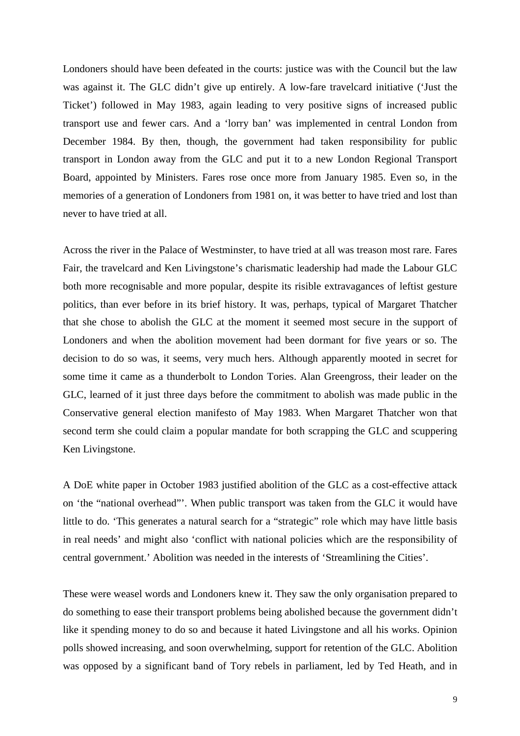Londoners should have been defeated in the courts: justice was with the Council but the law was against it. The GLC didn't give up entirely. A low-fare travelcard initiative ('Just the Ticket') followed in May 1983, again leading to very positive signs of increased public transport use and fewer cars. And a 'lorry ban' was implemented in central London from December 1984. By then, though, the government had taken responsibility for public transport in London away from the GLC and put it to a new London Regional Transport Board, appointed by Ministers. Fares rose once more from January 1985. Even so, in the memories of a generation of Londoners from 1981 on, it was better to have tried and lost than never to have tried at all.

Across the river in the Palace of Westminster, to have tried at all was treason most rare. Fares Fair, the travelcard and Ken Livingstone's charismatic leadership had made the Labour GLC both more recognisable and more popular, despite its risible extravagances of leftist gesture politics, than ever before in its brief history. It was, perhaps, typical of Margaret Thatcher that she chose to abolish the GLC at the moment it seemed most secure in the support of Londoners and when the abolition movement had been dormant for five years or so. The decision to do so was, it seems, very much hers. Although apparently mooted in secret for some time it came as a thunderbolt to London Tories. Alan Greengross, their leader on the GLC, learned of it just three days before the commitment to abolish was made public in the Conservative general election manifesto of May 1983. When Margaret Thatcher won that second term she could claim a popular mandate for both scrapping the GLC and scuppering Ken Livingstone.

A DoE white paper in October 1983 justified abolition of the GLC as a cost-effective attack on 'the "national overhead"'. When public transport was taken from the GLC it would have little to do. 'This generates a natural search for a "strategic" role which may have little basis in real needs' and might also 'conflict with national policies which are the responsibility of central government.' Abolition was needed in the interests of 'Streamlining the Cities'.

These were weasel words and Londoners knew it. They saw the only organisation prepared to do something to ease their transport problems being abolished because the government didn't like it spending money to do so and because it hated Livingstone and all his works. Opinion polls showed increasing, and soon overwhelming, support for retention of the GLC. Abolition was opposed by a significant band of Tory rebels in parliament, led by Ted Heath, and in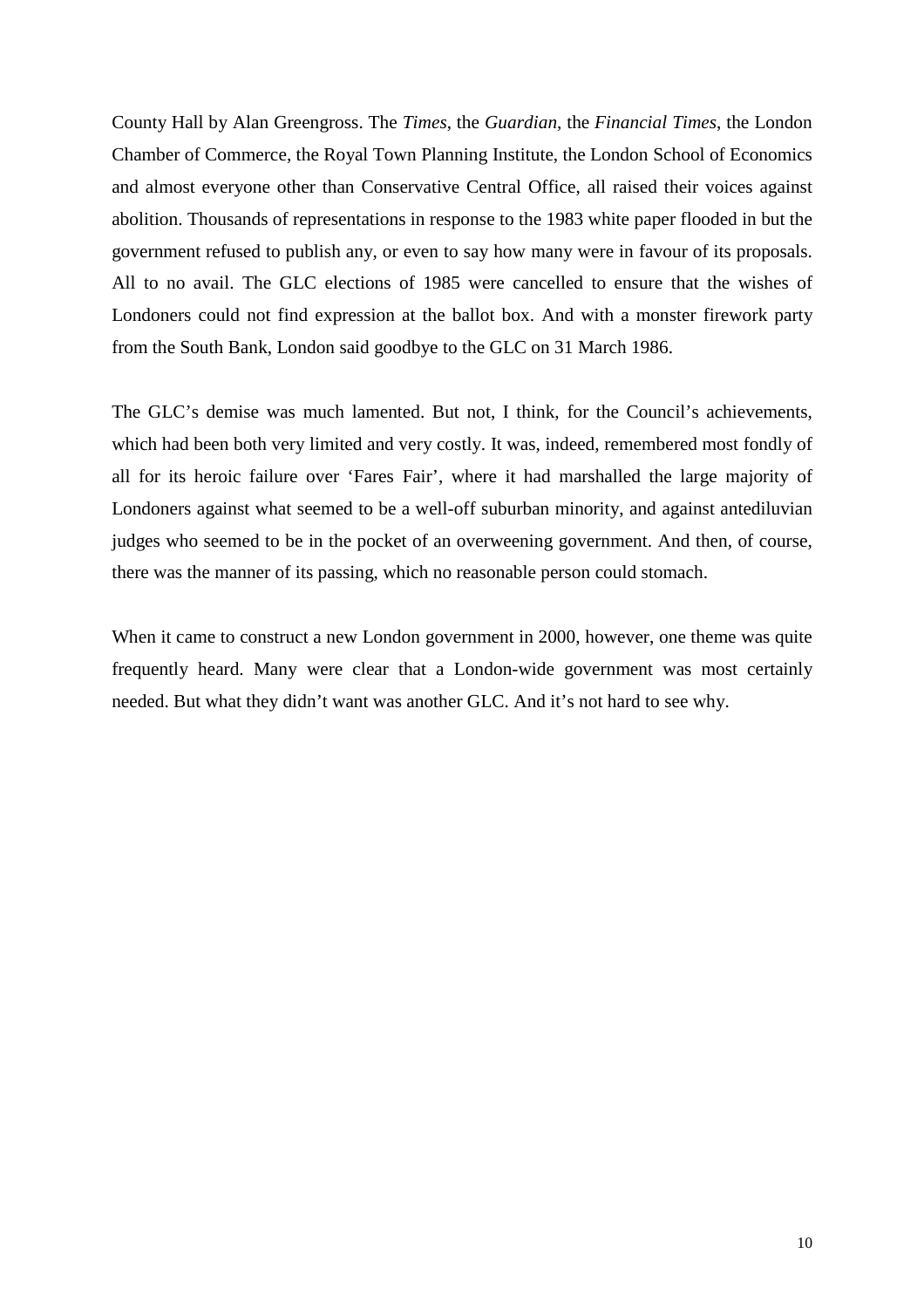County Hall by Alan Greengross. The *Times*, the *Guardian*, the *Financial Times*, the London Chamber of Commerce, the Royal Town Planning Institute, the London School of Economics and almost everyone other than Conservative Central Office, all raised their voices against abolition. Thousands of representations in response to the 1983 white paper flooded in but the government refused to publish any, or even to say how many were in favour of its proposals. All to no avail. The GLC elections of 1985 were cancelled to ensure that the wishes of Londoners could not find expression at the ballot box. And with a monster firework party from the South Bank, London said goodbye to the GLC on 31 March 1986.

The GLC's demise was much lamented. But not, I think, for the Council's achievements, which had been both very limited and very costly. It was, indeed, remembered most fondly of all for its heroic failure over 'Fares Fair', where it had marshalled the large majority of Londoners against what seemed to be a well-off suburban minority, and against antediluvian judges who seemed to be in the pocket of an overweening government. And then, of course, there was the manner of its passing, which no reasonable person could stomach.

When it came to construct a new London government in 2000, however, one theme was quite frequently heard. Many were clear that a London-wide government was most certainly needed. But what they didn't want was another GLC. And it's not hard to see why.